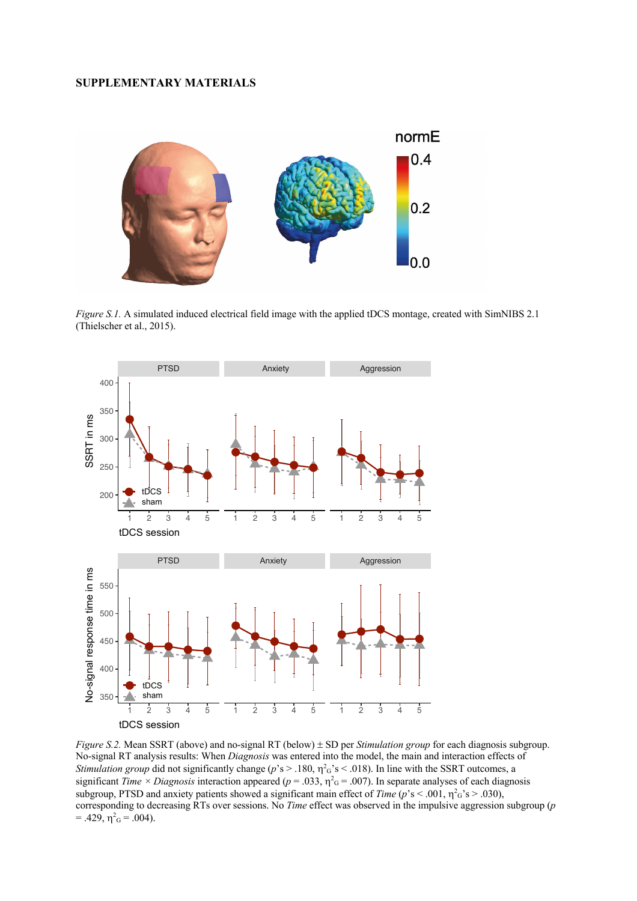**SUPPLEMENTARY MATERIALS**

*Figure S.1.* A simulated induced electrical field image with the applied tDCS montage, created with SimNIBS 2.1 (Thielscher et al., 2015).

*Figure S.2.* Mean SSRT (above) and no-signal RT (below) ± SD per *Stimulation group* for each diagnosis subgroup. No-signal RT analysis results: When *Diagnosis* was entered into the model, the main and interaction effects of *Stimulation group* did not significantly change ($p$'s > .180, $\eta^2_G$'s < .018). In line with the SSRT outcomes, a significant *Time* × *Diagnosis* interaction appeared ($p$ = .033, $\eta^2_G$ = .007). In separate analyses of each diagnosis subgroup, PTSD and anxiety patients showed a significant main effect of *Time* ($p$'s < .001, $\eta^2_G$'s > .030), corresponding to decreasing RTs over sessions. No *Time* effect was observed in the impulsive aggression subgroup ($p$ = .429, $\eta^2_G$ = .004).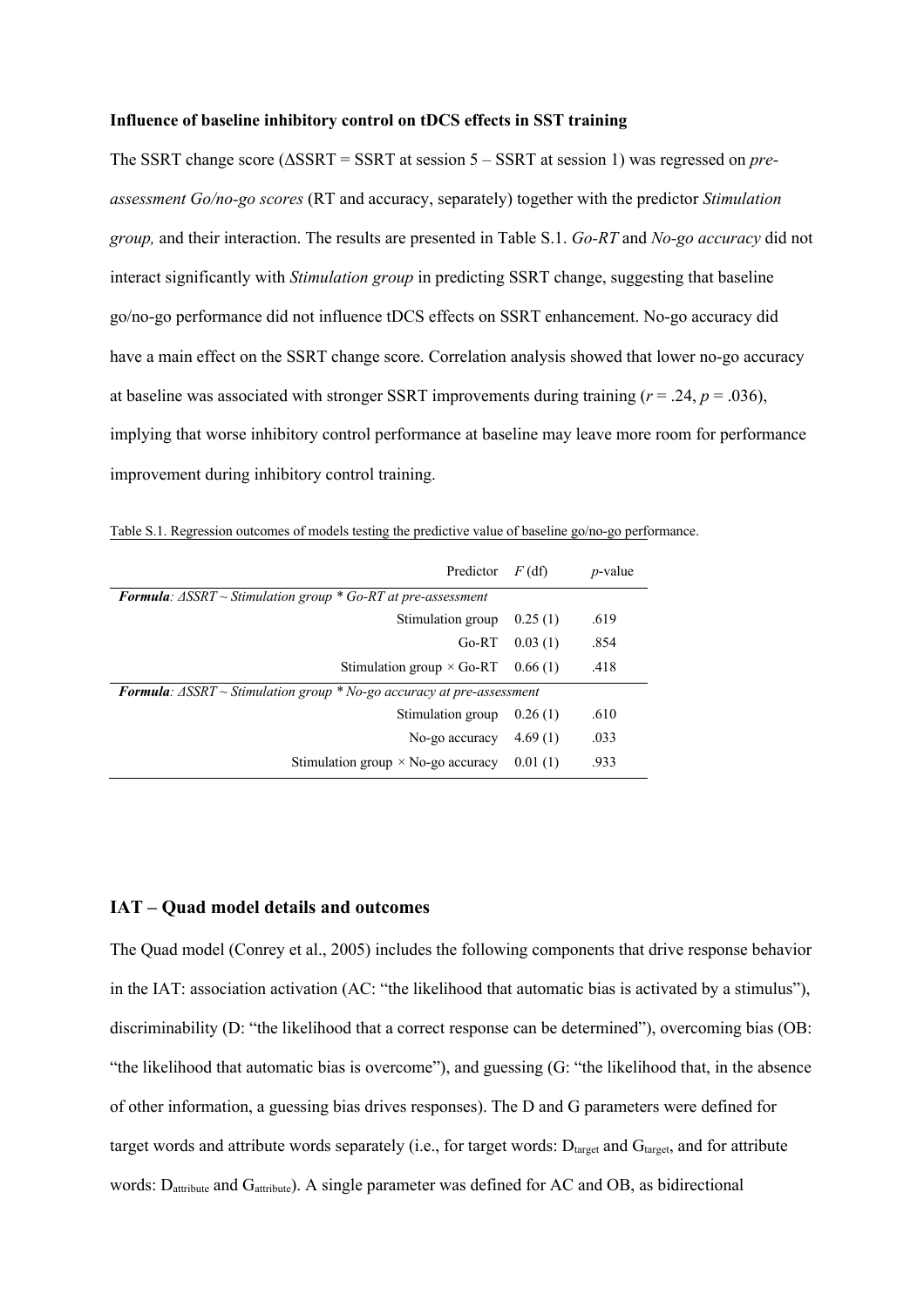**Influence of baseline inhibitory control on tDCS effects in SST training**

The SSRT change score (ΔSSRT = SSRT at session 5 – SSRT at session 1) was regressed on *pre-assessment Go/no-go scores* (RT and accuracy, separately) together with the predictor *Stimulation group,* and their interaction. The results are presented in Table S.1. *Go-RT* and *No-go accuracy* did not interact significantly with *Stimulation group* in predicting SSRT change, suggesting that baseline go/no-go performance did not influence tDCS effects on SSRT enhancement. No-go accuracy did have a main effect on the SSRT change score. Correlation analysis showed that lower no-go accuracy at baseline was associated with stronger SSRT improvements during training ($r = .24$, $p = .036$), implying that worse inhibitory control performance at baseline may leave more room for performance improvement during inhibitory control training.

Table S.1. Regression outcomes of models testing the predictive value of baseline go/no-go performance.

| Predictor | *F* (df) | *p*-value |
|---|---|---|
| ***Formula****: ΔSSRT ~ Stimulation group * Go-RT at pre-assessment* | | |
| Stimulation group | 0.25 (1) | .619 |
| Go-RT | 0.03 (1) | .854 |
| Stimulation group × Go-RT | 0.66 (1) | .418 |
| ***Formula****: ΔSSRT ~ Stimulation group * No-go accuracy at pre-assessment* | | |
| Stimulation group | 0.26 (1) | .610 |
| No-go accuracy | 4.69 (1) | .033 |
| Stimulation group × No-go accuracy | 0.01 (1) | .933 |

## IAT – Quad model details and outcomes

The Quad model (Conrey et al., 2005) includes the following components that drive response behavior in the IAT: association activation (AC: "the likelihood that automatic bias is activated by a stimulus"), discriminability (D: "the likelihood that a correct response can be determined"), overcoming bias (OB: "the likelihood that automatic bias is overcome"), and guessing (G: "the likelihood that, in the absence of other information, a guessing bias drives responses). The D and G parameters were defined for target words and attribute words separately (i.e., for target words: $D_{target}$ and $G_{target}$, and for attribute words: $D_{attribute}$ and $G_{attribute}$). A single parameter was defined for AC and OB, as bidirectional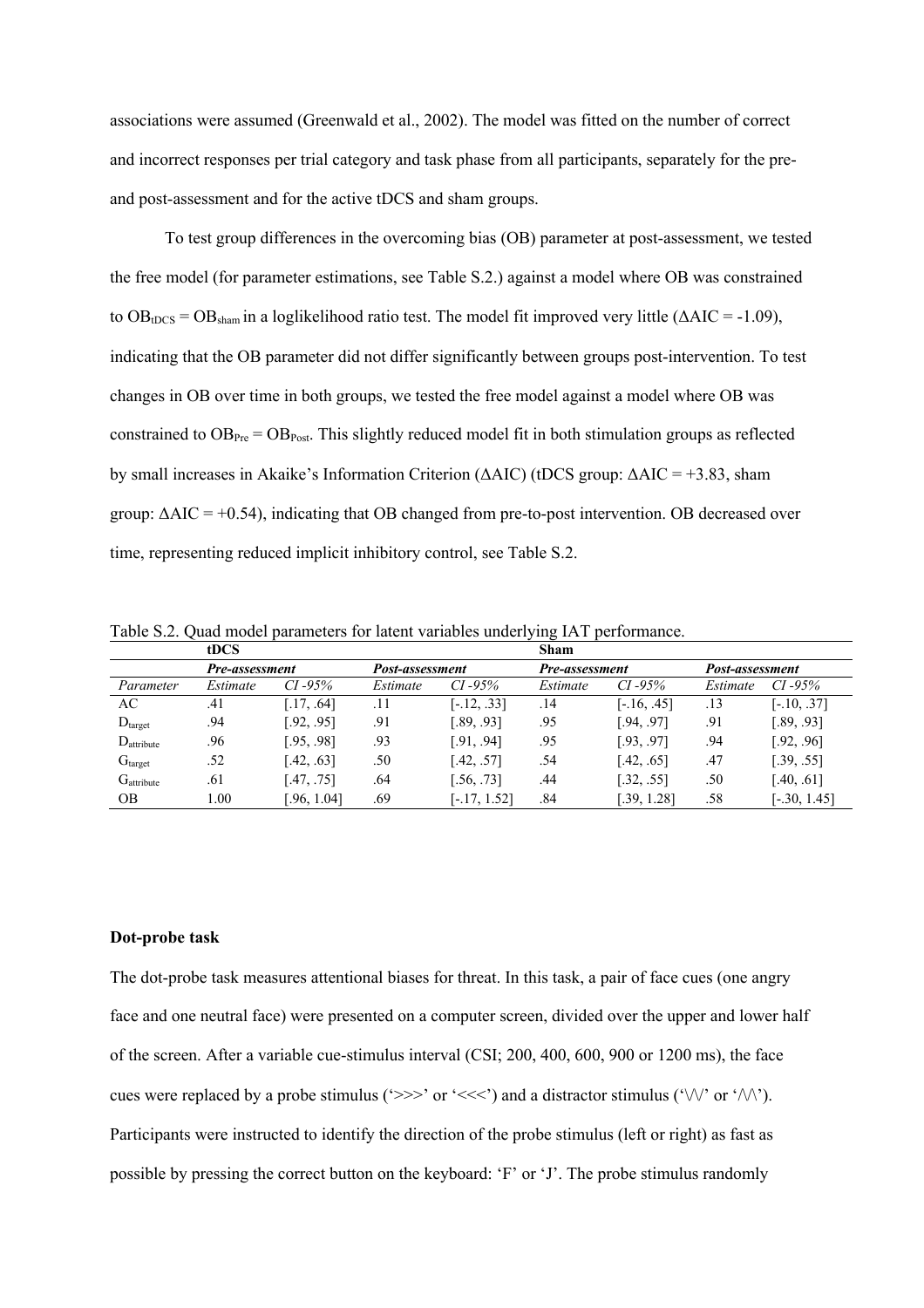associations were assumed (Greenwald et al., 2002). The model was fitted on the number of correct and incorrect responses per trial category and task phase from all participants, separately for the pre- and post-assessment and for the active tDCS and sham groups.

To test group differences in the overcoming bias (OB) parameter at post-assessment, we tested the free model (for parameter estimations, see Table S.2.) against a model where OB was constrained to $OB_{tDCS} = OB_{sham}$ in a loglikelihood ratio test. The model fit improved very little (ΔAIC = -1.09), indicating that the OB parameter did not differ significantly between groups post-intervention. To test changes in OB over time in both groups, we tested the free model against a model where OB was constrained to $OB_{Pre} = OB_{Post}$. This slightly reduced model fit in both stimulation groups as reflected by small increases in Akaike's Information Criterion (ΔAIC) (tDCS group: ΔAIC = +3.83, sham group: ΔAIC = +0.54), indicating that OB changed from pre-to-post intervention. OB decreased over time, representing reduced implicit inhibitory control, see Table S.2.

Table S.2. Quad model parameters for latent variables underlying IAT performance.

| | **tDCS** | | | | **Sham** | | | |
|---|---|---|---|---|---|---|---|---|
| | ***Pre-assessment*** | | ***Post-assessment*** | | ***Pre-assessment*** | | ***Post-assessment*** | |
| *Parameter* | *Estimate* | *CI -95%* | *Estimate* | *CI -95%* | *Estimate* | *CI -95%* | *Estimate* | *CI -95%* |
| AC | .41 | [.17, .64] | .11 | [-.12, .33] | .14 | [-.16, .45] | .13 | [-.10, .37] |
| $D_{target}$ | .94 | [.92, .95] | .91 | [.89, .93] | .95 | [.94, .97] | .91 | [.89, .93] |
| $D_{attribute}$ | .96 | [.95, .98] | .93 | [.91, .94] | .95 | [.93, .97] | .94 | [.92, .96] |
| $G_{target}$ | .52 | [.42, .63] | .50 | [.42, .57] | .54 | [.42, .65] | .47 | [.39, .55] |
| $G_{attribute}$ | .61 | [.47, .75] | .64 | [.56, .73] | .44 | [.32, .55] | .50 | [.40, .61] |
| OB | 1.00 | [.96, 1.04] | .69 | [-.17, 1.52] | .84 | [.39, 1.28] | .58 | [-.30, 1.45] |

**Dot-probe task**

The dot-probe task measures attentional biases for threat. In this task, a pair of face cues (one angry face and one neutral face) were presented on a computer screen, divided over the upper and lower half of the screen. After a variable cue-stimulus interval (CSI; 200, 400, 600, 900 or 1200 ms), the face cues were replaced by a probe stimulus ('>>>' or '<<<') and a distractor stimulus ('\/\/' or '/\/\'). Participants were instructed to identify the direction of the probe stimulus (left or right) as fast as possible by pressing the correct button on the keyboard: 'F' or 'J'. The probe stimulus randomly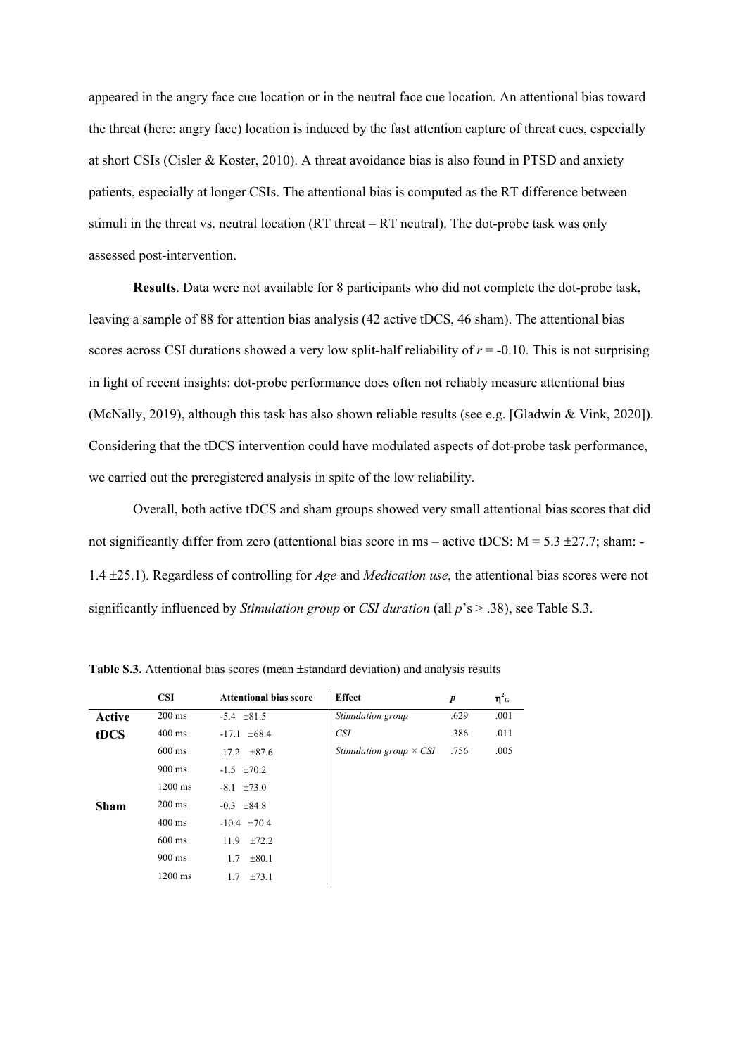appeared in the angry face cue location or in the neutral face cue location. An attentional bias toward the threat (here: angry face) location is induced by the fast attention capture of threat cues, especially at short CSIs (Cisler & Koster, 2010). A threat avoidance bias is also found in PTSD and anxiety patients, especially at longer CSIs. The attentional bias is computed as the RT difference between stimuli in the threat vs. neutral location (RT threat – RT neutral). The dot-probe task was only assessed post-intervention.

**Results**. Data were not available for 8 participants who did not complete the dot-probe task, leaving a sample of 88 for attention bias analysis (42 active tDCS, 46 sham). The attentional bias scores across CSI durations showed a very low split-half reliability of $r = -0.10$. This is not surprising in light of recent insights: dot-probe performance does often not reliably measure attentional bias (McNally, 2019), although this task has also shown reliable results (see e.g. [Gladwin & Vink, 2020]). Considering that the tDCS intervention could have modulated aspects of dot-probe task performance, we carried out the preregistered analysis in spite of the low reliability.

Overall, both active tDCS and sham groups showed very small attentional bias scores that did not significantly differ from zero (attentional bias score in ms – active tDCS: M = 5.3 ±27.7; sham: -1.4 ±25.1). Regardless of controlling for *Age* and *Medication use*, the attentional bias scores were not significantly influenced by *Stimulation group* or *CSI duration* (all *p*'s > .38), see Table S.3.

**Table S.3.** Attentional bias scores (mean ±standard deviation) and analysis results

| | CSI | Attentional bias score | Effect | *p* | $\eta^2_G$ |
|---|---|---|---|---|---|
| **Active tDCS** | 200 ms | -5.4 ±81.5 | *Stimulation group* | .629 | .001 |
| | 400 ms | -17.1 ±68.4 | *CSI* | .386 | .011 |
| | 600 ms | 17.2 ±87.6 | *Stimulation group × CSI* | .756 | .005 |
| | 900 ms | -1.5 ±70.2 | | | |
| | 1200 ms | -8.1 ±73.0 | | | |
| **Sham** | 200 ms | -0.3 ±84.8 | | | |
| | 400 ms | -10.4 ±70.4 | | | |
| | 600 ms | 11.9 ±72.2 | | | |
| | 900 ms | 1.7 ±80.1 | | | |
| | 1200 ms | 1.7 ±73.1 | | | |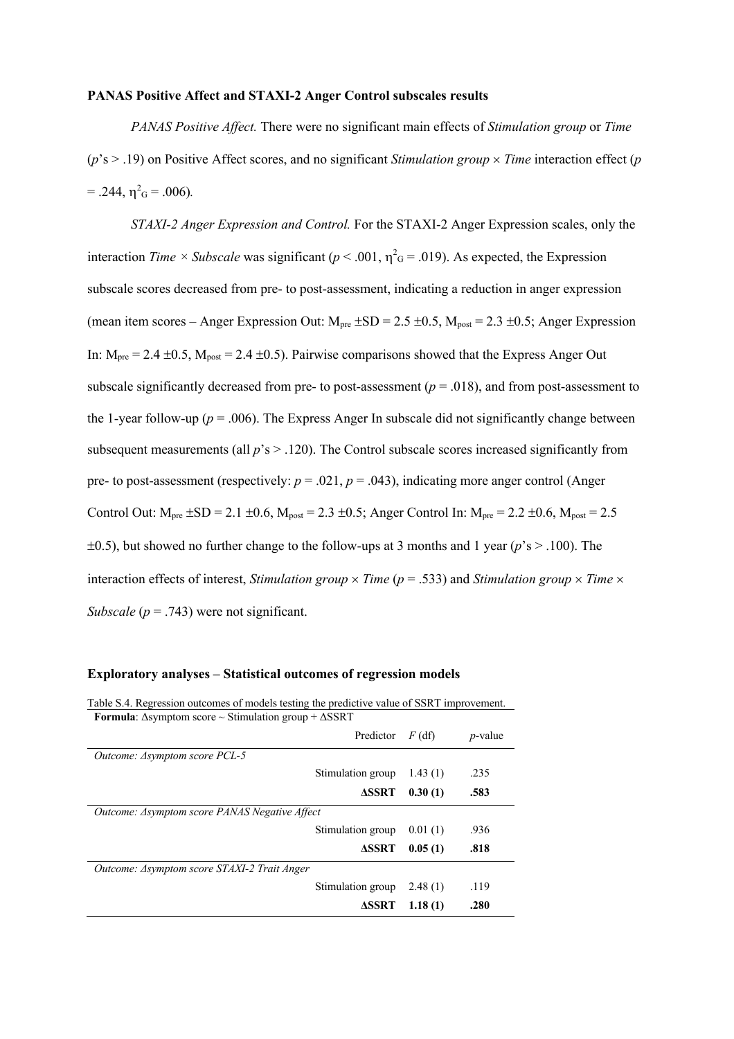**PANAS Positive Affect and STAXI-2 Anger Control subscales results**

*PANAS Positive Affect.* There were no significant main effects of *Stimulation group* or *Time* ($p$'s > .19) on Positive Affect scores, and no significant *Stimulation group* × *Time* interaction effect ($p$ = .244, $\eta^2_G$ = .006).

*STAXI-2 Anger Expression and Control.* For the STAXI-2 Anger Expression scales, only the interaction *Time* × *Subscale* was significant ($p$ < .001, $\eta^2_G$ = .019). As expected, the Expression subscale scores decreased from pre- to post-assessment, indicating a reduction in anger expression (mean item scores – Anger Expression Out: $M_{pre}$ ±SD = 2.5 ±0.5, $M_{post}$ = 2.3 ±0.5; Anger Expression In: $M_{pre}$ = 2.4 ±0.5, $M_{post}$ = 2.4 ±0.5). Pairwise comparisons showed that the Express Anger Out subscale significantly decreased from pre- to post-assessment ($p$ = .018), and from post-assessment to the 1-year follow-up ($p$ = .006). The Express Anger In subscale did not significantly change between subsequent measurements (all $p$'s > .120). The Control subscale scores increased significantly from pre- to post-assessment (respectively: $p$ = .021, $p$ = .043), indicating more anger control (Anger Control Out: $M_{pre}$ ±SD = 2.1 ±0.6, $M_{post}$ = 2.3 ±0.5; Anger Control In: $M_{pre}$ = 2.2 ±0.6, $M_{post}$ = 2.5 ±0.5), but showed no further change to the follow-ups at 3 months and 1 year ($p$'s > .100). The interaction effects of interest, *Stimulation group* × *Time* ($p$ = .533) and *Stimulation group* × *Time* × *Subscale* ($p$ = .743) were not significant.

**Exploratory analyses – Statistical outcomes of regression models**

Table S.4. Regression outcomes of models testing the predictive value of SSRT improvement.

**Formula**: Δsymptom score ~ Stimulation group + ΔSSRT

| Predictor | *F* (df) | *p*-value |
|---|---|---|
| *Outcome: Δsymptom score PCL-5* | | |
| Stimulation group | 1.43 (1) | .235 |
| **ΔSSRT** | **0.30 (1)** | **.583** |
| *Outcome: Δsymptom score PANAS Negative Affect* | | |
| Stimulation group | 0.01 (1) | .936 |
| **ΔSSRT** | **0.05 (1)** | **.818** |
| *Outcome: Δsymptom score STAXI-2 Trait Anger* | | |
| Stimulation group | 2.48 (1) | .119 |
| **ΔSSRT** | **1.18 (1)** | **.280** |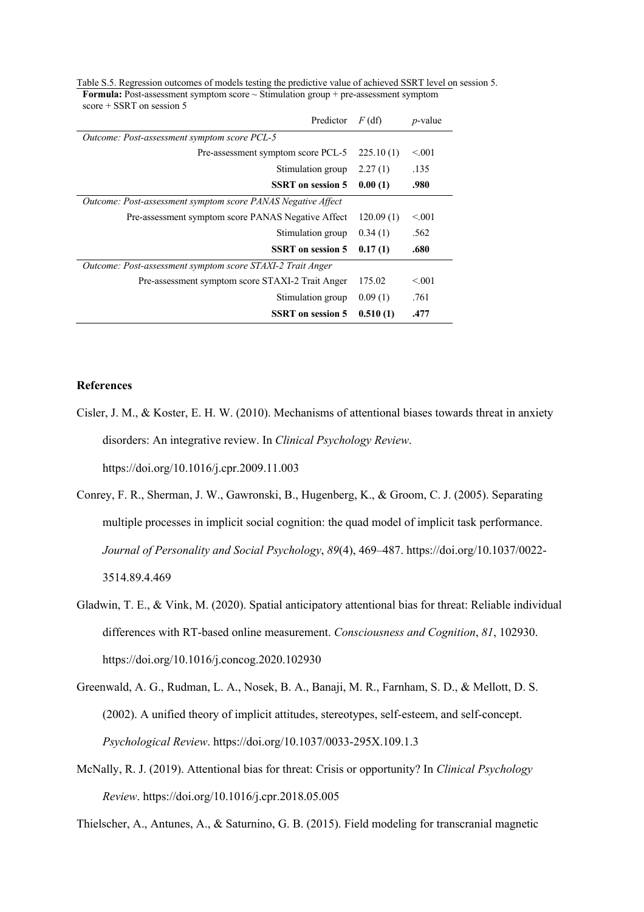Table S.5. Regression outcomes of models testing the predictive value of achieved SSRT level on session 5.

**Formula:** Post-assessment symptom score ~ Stimulation group + pre-assessment symptom score + SSRT on session 5

| Predictor | $F$ (df) | $p$-value |
|---|---|---|
| *Outcome: Post-assessment symptom score PCL-5* | | |
| Pre-assessment symptom score PCL-5 | 225.10 (1) | <.001 |
| Stimulation group | 2.27 (1) | .135 |
| **SSRT on session 5** | **0.00 (1)** | **.980** |
| *Outcome: Post-assessment symptom score PANAS Negative Affect* | | |
| Pre-assessment symptom score PANAS Negative Affect | 120.09 (1) | <.001 |
| Stimulation group | 0.34 (1) | .562 |
| **SSRT on session 5** | **0.17 (1)** | **.680** |
| *Outcome: Post-assessment symptom score STAXI-2 Trait Anger* | | |
| Pre-assessment symptom score STAXI-2 Trait Anger | 175.02 | <.001 |
| Stimulation group | 0.09 (1) | .761 |
| **SSRT on session 5** | **0.510 (1)** | **.477** |

## References

Cisler, J. M., & Koster, E. H. W. (2010). Mechanisms of attentional biases towards threat in anxiety disorders: An integrative review. In *Clinical Psychology Review*. https://doi.org/10.1016/j.cpr.2009.11.003

Conrey, F. R., Sherman, J. W., Gawronski, B., Hugenberg, K., & Groom, C. J. (2005). Separating multiple processes in implicit social cognition: the quad model of implicit task performance. *Journal of Personality and Social Psychology*, *89*(4), 469–487. https://doi.org/10.1037/0022-3514.89.4.469

Gladwin, T. E., & Vink, M. (2020). Spatial anticipatory attentional bias for threat: Reliable individual differences with RT-based online measurement. *Consciousness and Cognition*, *81*, 102930. https://doi.org/10.1016/j.concog.2020.102930

Greenwald, A. G., Rudman, L. A., Nosek, B. A., Banaji, M. R., Farnham, S. D., & Mellott, D. S. (2002). A unified theory of implicit attitudes, stereotypes, self-esteem, and self-concept. *Psychological Review*. https://doi.org/10.1037/0033-295X.109.1.3

McNally, R. J. (2019). Attentional bias for threat: Crisis or opportunity? In *Clinical Psychology Review*. https://doi.org/10.1016/j.cpr.2018.05.005

Thielscher, A., Antunes, A., & Saturnino, G. B. (2015). Field modeling for transcranial magnetic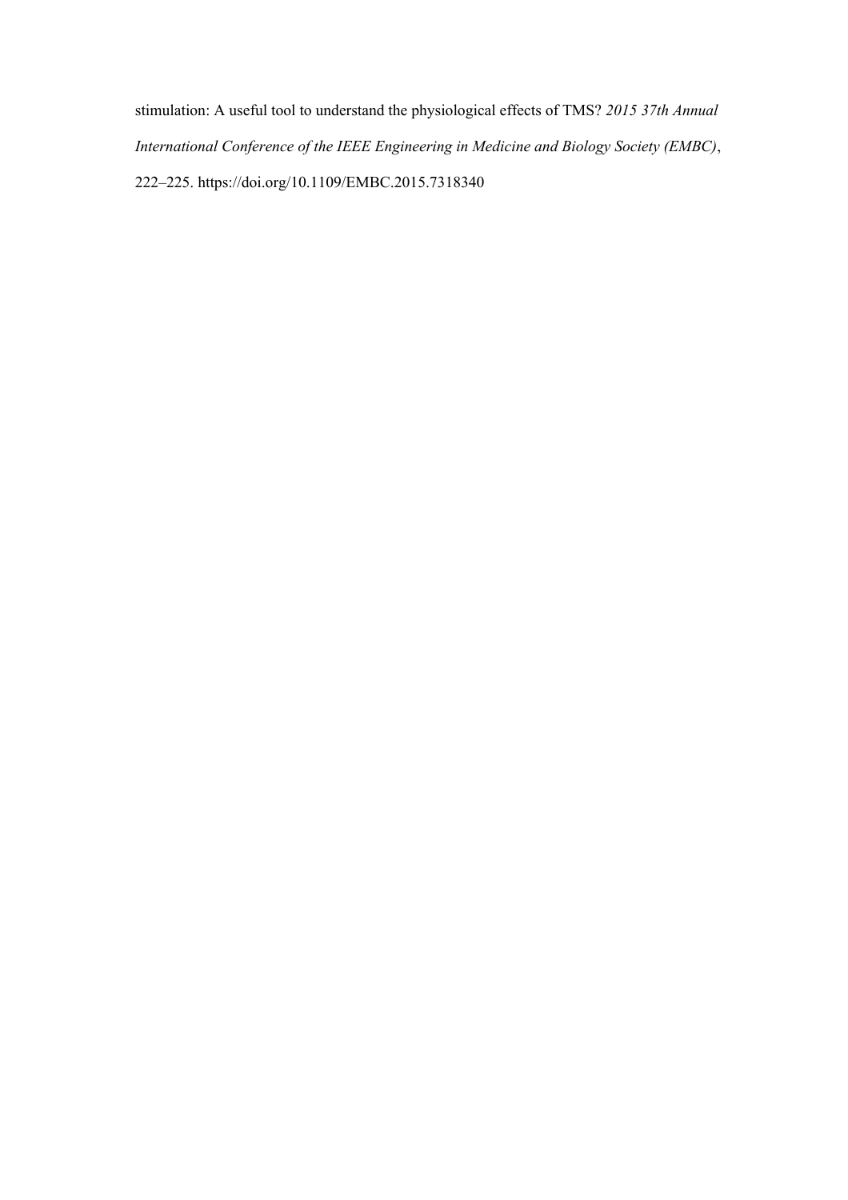stimulation: A useful tool to understand the physiological effects of TMS? *2015 37th Annual International Conference of the IEEE Engineering in Medicine and Biology Society (EMBC)*, 222–225. https://doi.org/10.1109/EMBC.2015.7318340